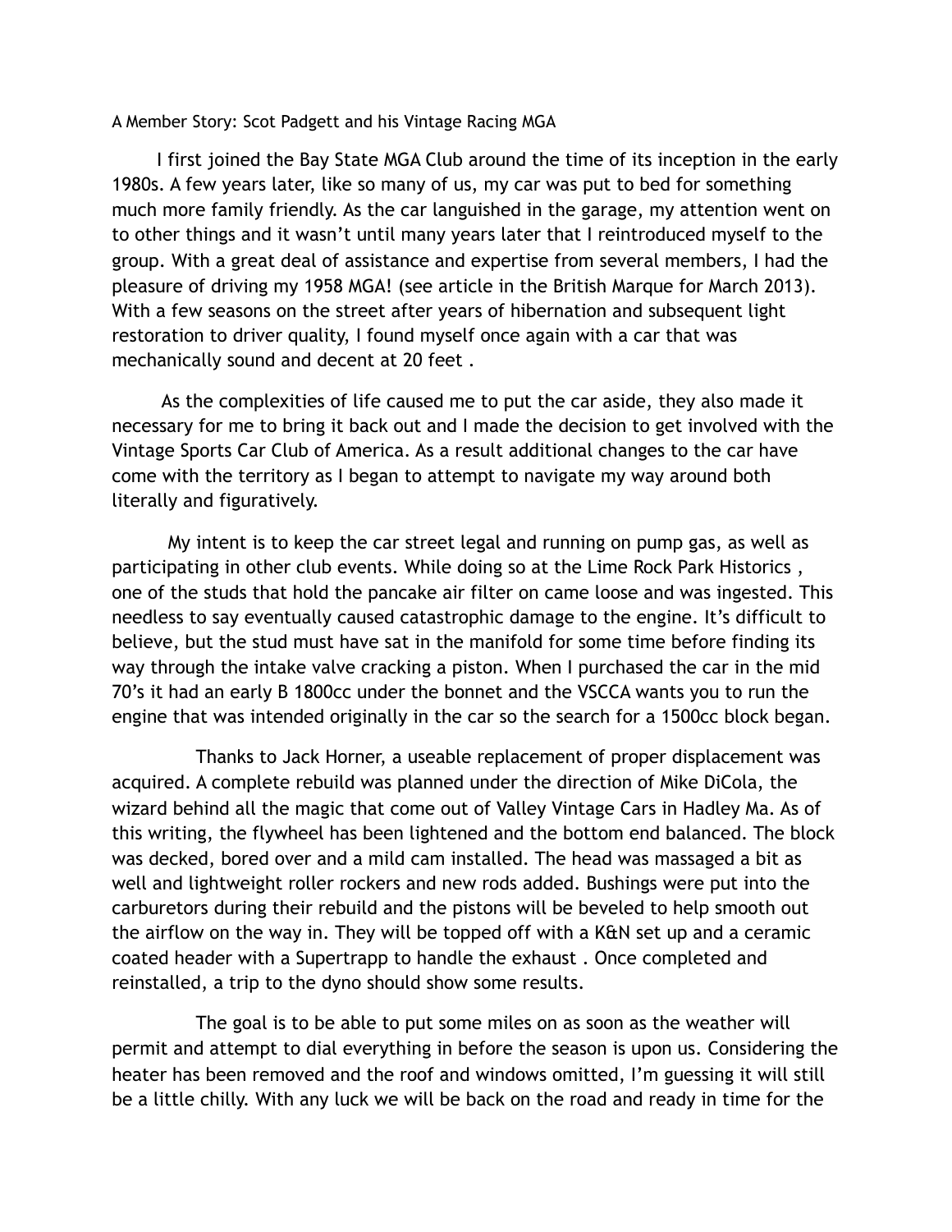A Member Story: Scot Padgett and his Vintage Racing MGA

I first joined the Bay State MGA Club around the time of its inception in the early 1980s. A few years later, like so many of us, my car was put to bed for something much more family friendly. As the car languished in the garage, my attention went on to other things and it wasn't until many years later that I reintroduced myself to the group. With a great deal of assistance and expertise from several members, I had the pleasure of driving my 1958 MGA! (see article in the British Marque for March 2013). With a few seasons on the street after years of hibernation and subsequent light restoration to driver quality, I found myself once again with a car that was mechanically sound and decent at 20 feet .

As the complexities of life caused me to put the car aside, they also made it necessary for me to bring it back out and I made the decision to get involved with the Vintage Sports Car Club of America. As a result additional changes to the car have come with the territory as I began to attempt to navigate my way around both literally and figuratively.

My intent is to keep the car street legal and running on pump gas, as well as participating in other club events. While doing so at the Lime Rock Park Historics , one of the studs that hold the pancake air filter on came loose and was ingested. This needless to say eventually caused catastrophic damage to the engine. It's difficult to believe, but the stud must have sat in the manifold for some time before finding its way through the intake valve cracking a piston. When I purchased the car in the mid 70's it had an early B 1800cc under the bonnet and the VSCCA wants you to run the engine that was intended originally in the car so the search for a 1500cc block began.

Thanks to Jack Horner, a useable replacement of proper displacement was acquired. A complete rebuild was planned under the direction of Mike DiCola, the wizard behind all the magic that come out of Valley Vintage Cars in Hadley Ma. As of this writing, the flywheel has been lightened and the bottom end balanced. The block was decked, bored over and a mild cam installed. The head was massaged a bit as well and lightweight roller rockers and new rods added. Bushings were put into the carburetors during their rebuild and the pistons will be beveled to help smooth out the airflow on the way in. They will be topped off with a K&N set up and a ceramic coated header with a Supertrapp to handle the exhaust . Once completed and reinstalled, a trip to the dyno should show some results.

The goal is to be able to put some miles on as soon as the weather will permit and attempt to dial everything in before the season is upon us. Considering the heater has been removed and the roof and windows omitted, I'm guessing it will still be a little chilly. With any luck we will be back on the road and ready in time for the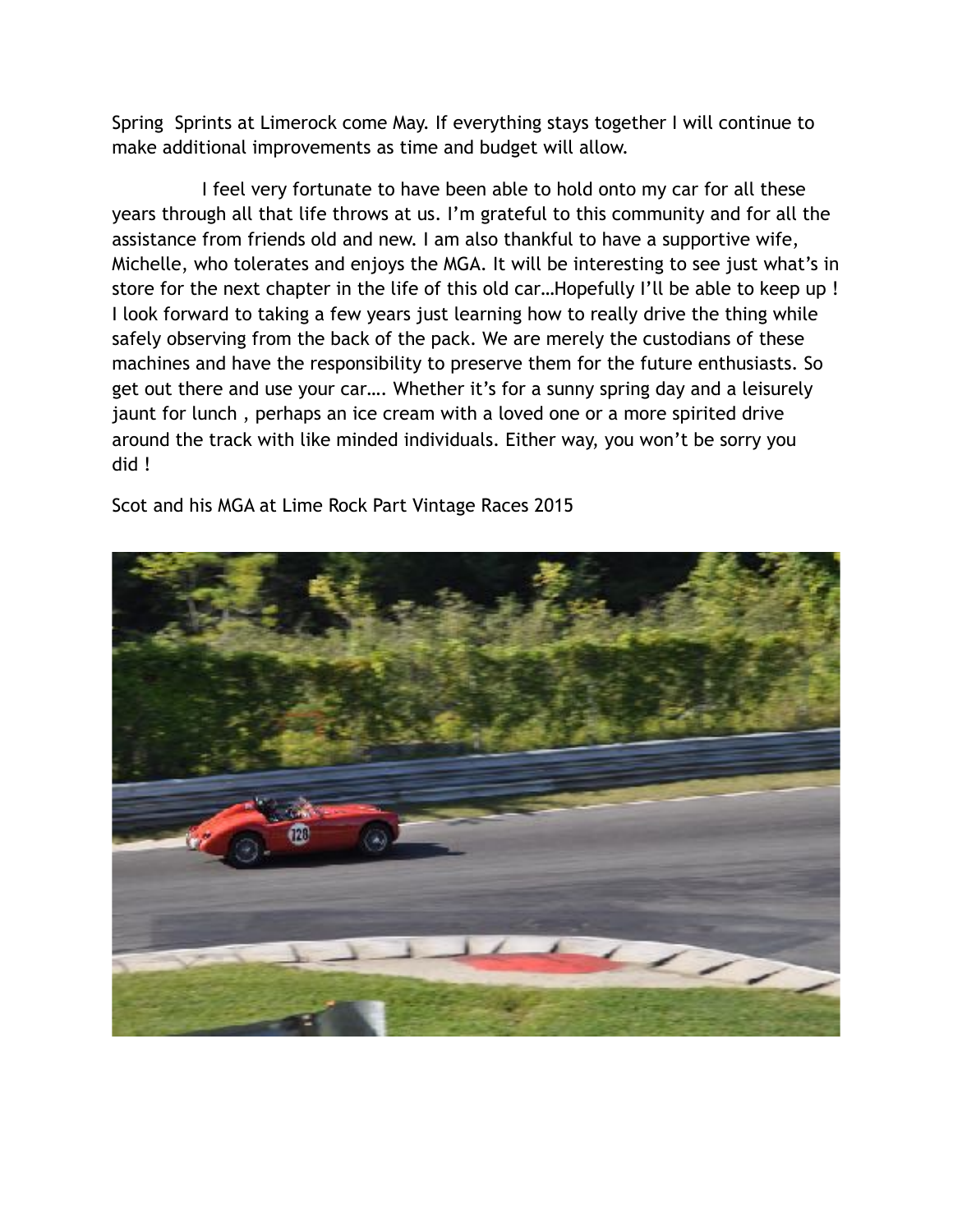Spring  Sprints at Limerock come May. If everything stays together I will continue to make additional improvements as time and budget will allow.

I feel very fortunate to have been able to hold onto my car for all these years through all that life throws at us. I'm grateful to this community and for all the assistance from friends old and new. I am also thankful to have a supportive wife, Michelle, who tolerates and enjoys the MGA. It will be interesting to see just what's in store for the next chapter in the life of this old car…Hopefully I'll be able to keep up ! I look forward to taking a few years just learning how to really drive the thing while safely observing from the back of the pack. We are merely the custodians of these machines and have the responsibility to preserve them for the future enthusiasts. So get out there and use your car…. Whether it's for a sunny spring day and a leisurely jaunt for lunch , perhaps an ice cream with a loved one or a more spirited drive around the track with like minded individuals. Either way, you won't be sorry you did !

Scot and his MGA at Lime Rock Part Vintage Races 2015